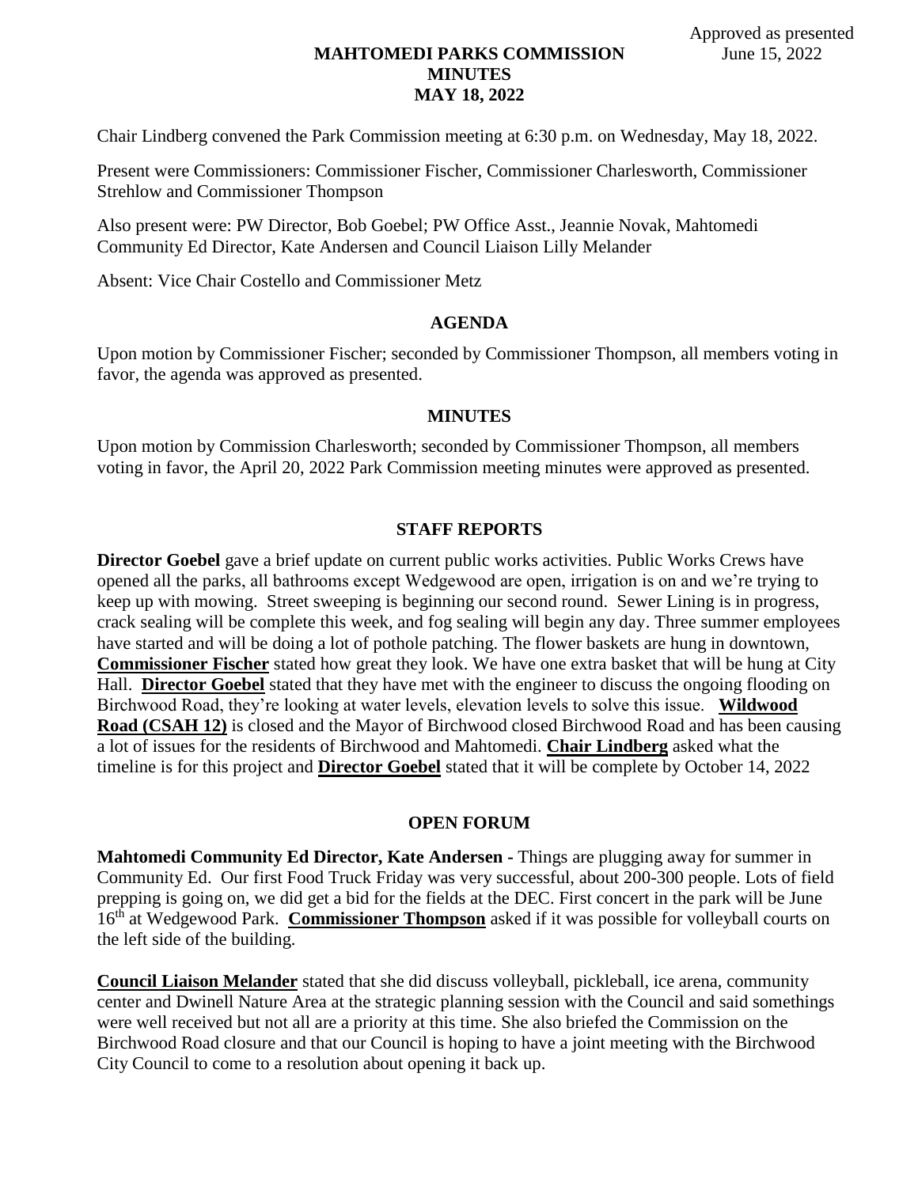Approved as presented
June 15, 2022

# MAHTOMEDI PARKS COMMISSION
## MINUTES
## MAY 18, 2022

Chair Lindberg convened the Park Commission meeting at 6:30 p.m. on Wednesday, May 18, 2022.

Present were Commissioners: Commissioner Fischer, Commissioner Charlesworth, Commissioner Strehlow and Commissioner Thompson

Also present were: PW Director, Bob Goebel; PW Office Asst., Jeannie Novak, Mahtomedi Community Ed Director, Kate Andersen and Council Liaison Lilly Melander

Absent: Vice Chair Costello and Commissioner Metz

### AGENDA

Upon motion by Commissioner Fischer; seconded by Commissioner Thompson, all members voting in favor, the agenda was approved as presented.

### MINUTES

Upon motion by Commission Charlesworth; seconded by Commissioner Thompson, all members voting in favor, the April 20, 2022 Park Commission meeting minutes were approved as presented.

### STAFF REPORTS

**Director Goebel** gave a brief update on current public works activities. Public Works Crews have opened all the parks, all bathrooms except Wedgewood are open, irrigation is on and we're trying to keep up with mowing. Street sweeping is beginning our second round. Sewer Lining is in progress, crack sealing will be complete this week, and fog sealing will begin any day. Three summer employees have started and will be doing a lot of pothole patching. The flower baskets are hung in downtown, **Commissioner Fischer** stated how great they look. We have one extra basket that will be hung at City Hall. **Director Goebel** stated that they have met with the engineer to discuss the ongoing flooding on Birchwood Road, they're looking at water levels, elevation levels to solve this issue. **Wildwood Road (CSAH 12)** is closed and the Mayor of Birchwood closed Birchwood Road and has been causing a lot of issues for the residents of Birchwood and Mahtomedi. **Chair Lindberg** asked what the timeline is for this project and **Director Goebel** stated that it will be complete by October 14, 2022

### OPEN FORUM

**Mahtomedi Community Ed Director, Kate Andersen -** Things are plugging away for summer in Community Ed. Our first Food Truck Friday was very successful, about 200-300 people. Lots of field prepping is going on, we did get a bid for the fields at the DEC. First concert in the park will be June 16th at Wedgewood Park. **Commissioner Thompson** asked if it was possible for volleyball courts on the left side of the building.

**Council Liaison Melander** stated that she did discuss volleyball, pickleball, ice arena, community center and Dwinell Nature Area at the strategic planning session with the Council and said somethings were well received but not all are a priority at this time. She also briefed the Commission on the Birchwood Road closure and that our Council is hoping to have a joint meeting with the Birchwood City Council to come to a resolution about opening it back up.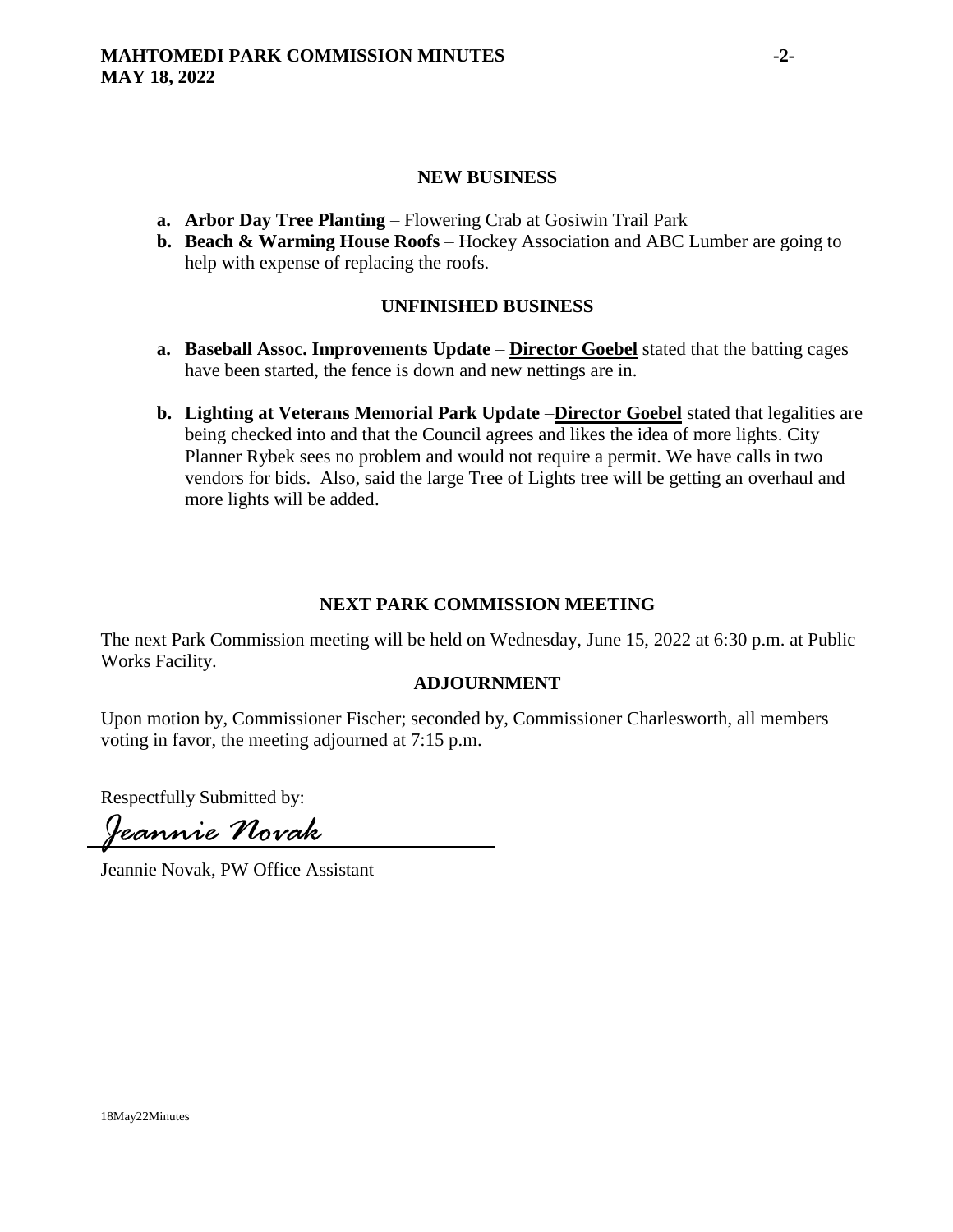## NEW BUSINESS

- **a. Arbor Day Tree Planting** – Flowering Crab at Gosiwin Trail Park
- **b. Beach & Warming House Roofs** – Hockey Association and ABC Lumber are going to help with expense of replacing the roofs.

## UNFINISHED BUSINESS

- **a. Baseball Assoc. Improvements Update** – **Director Goebel** stated that the batting cages have been started, the fence is down and new nettings are in.

- **b. Lighting at Veterans Memorial Park Update** –**Director Goebel** stated that legalities are being checked into and that the Council agrees and likes the idea of more lights. City Planner Rybek sees no problem and would not require a permit. We have calls in two vendors for bids. Also, said the large Tree of Lights tree will be getting an overhaul and more lights will be added.

## NEXT PARK COMMISSION MEETING

The next Park Commission meeting will be held on Wednesday, June 15, 2022 at 6:30 p.m. at Public Works Facility.

## ADJOURNMENT

Upon motion by, Commissioner Fischer; seconded by, Commissioner Charlesworth, all members voting in favor, the meeting adjourned at 7:15 p.m.

Respectfully Submitted by:

*Jeannie Novak*

Jeannie Novak, PW Office Assistant

18May22Minutes